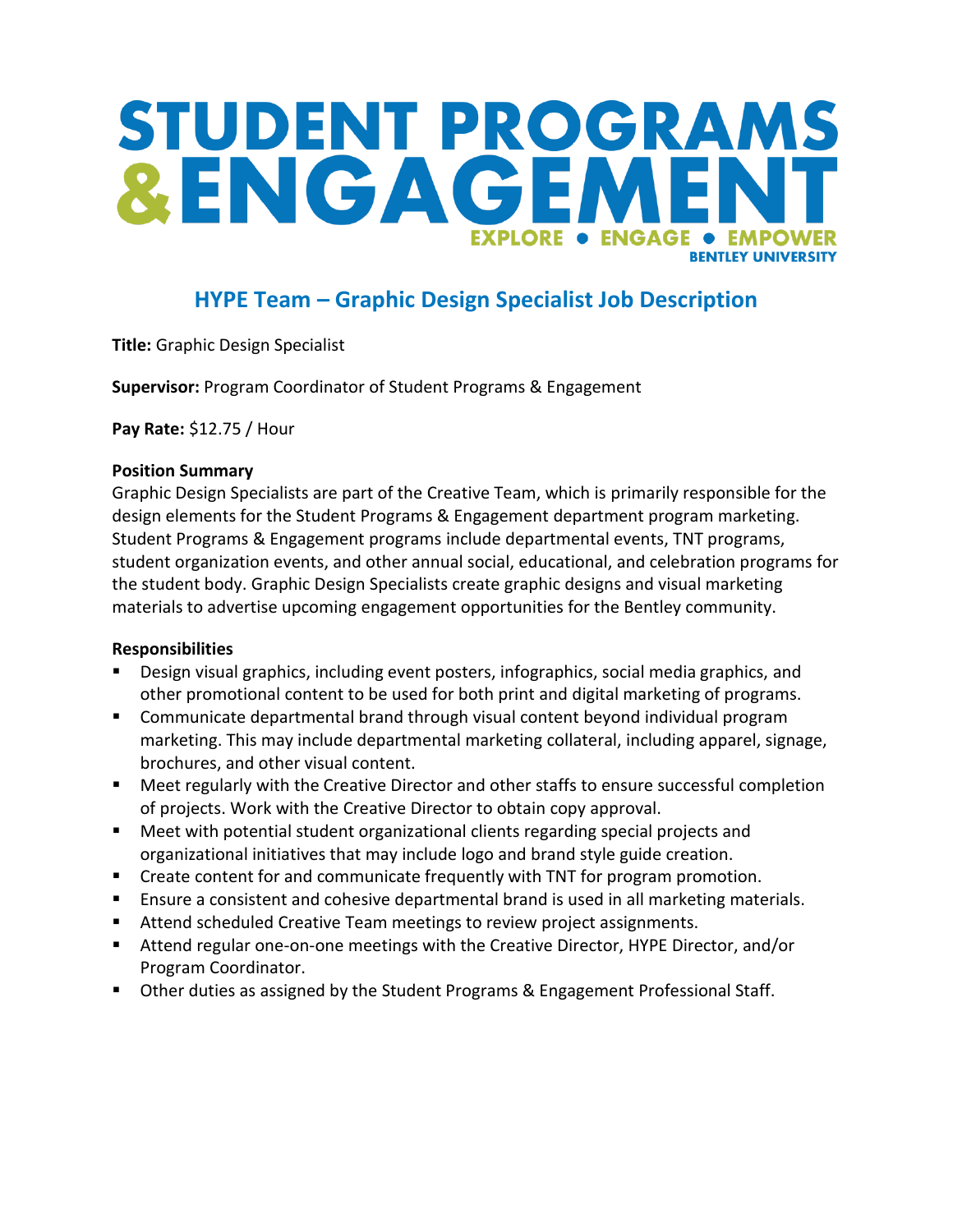# STUDENT PROGRAMS & ENGAGEMENT

EXPLORE • ENGAGE • EMPOWER

BENTLEY UNIVERSITY

## HYPE Team – Graphic Design Specialist Job Description

**Title:** Graphic Design Specialist

**Supervisor:** Program Coordinator of Student Programs & Engagement

**Pay Rate:** $12.75 / Hour

**Position Summary**

Graphic Design Specialists are part of the Creative Team, which is primarily responsible for the design elements for the Student Programs & Engagement department program marketing. Student Programs & Engagement programs include departmental events, TNT programs, student organization events, and other annual social, educational, and celebration programs for the student body. Graphic Design Specialists create graphic designs and visual marketing materials to advertise upcoming engagement opportunities for the Bentley community.

**Responsibilities**

- Design visual graphics, including event posters, infographics, social media graphics, and other promotional content to be used for both print and digital marketing of programs.
- Communicate departmental brand through visual content beyond individual program marketing. This may include departmental marketing collateral, including apparel, signage, brochures, and other visual content.
- Meet regularly with the Creative Director and other staffs to ensure successful completion of projects. Work with the Creative Director to obtain copy approval.
- Meet with potential student organizational clients regarding special projects and organizational initiatives that may include logo and brand style guide creation.
- Create content for and communicate frequently with TNT for program promotion.
- Ensure a consistent and cohesive departmental brand is used in all marketing materials.
- Attend scheduled Creative Team meetings to review project assignments.
- Attend regular one-on-one meetings with the Creative Director, HYPE Director, and/or Program Coordinator.
- Other duties as assigned by the Student Programs & Engagement Professional Staff.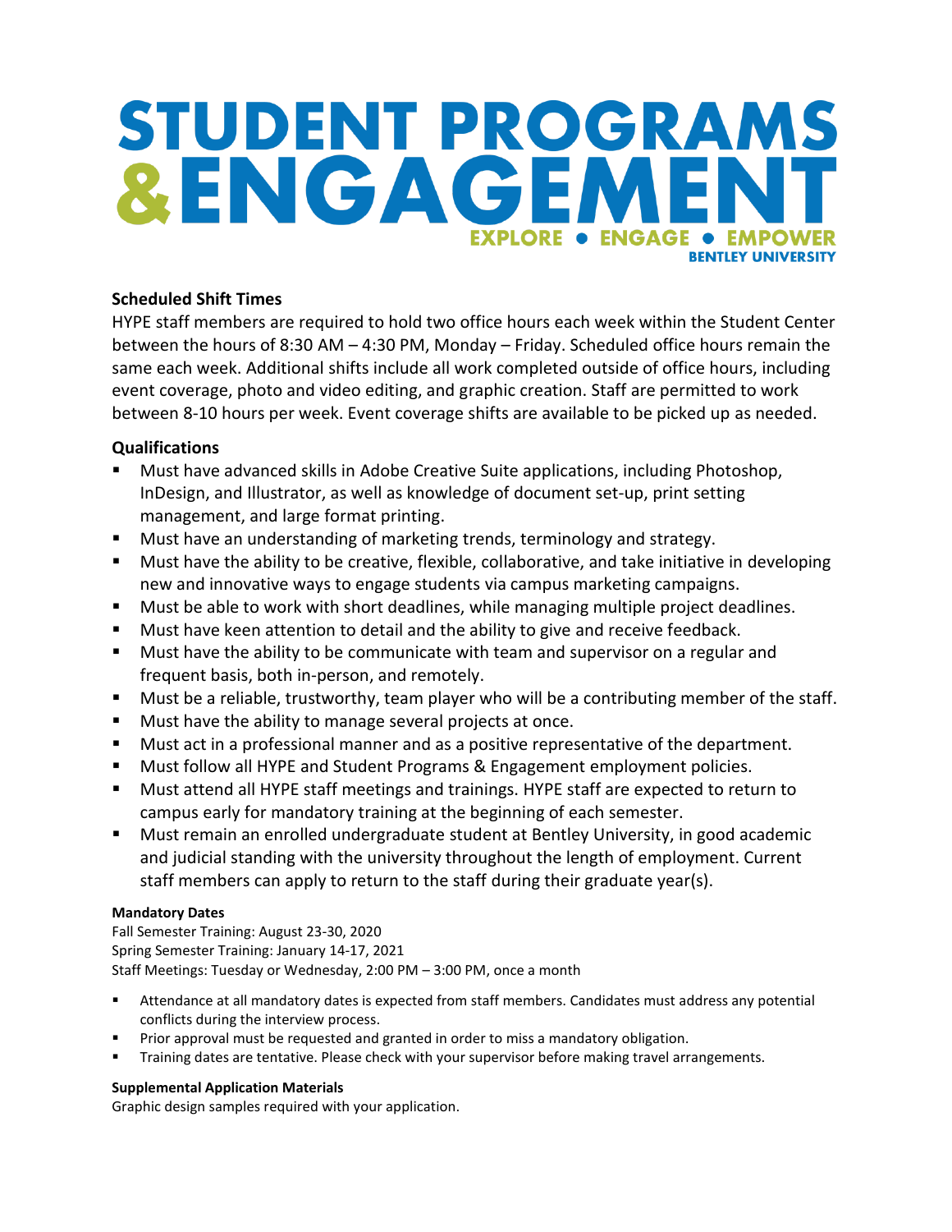# STUDENT PROGRAMS & ENGAGEMENT

EXPLORE • ENGAGE • EMPOWER

BENTLEY UNIVERSITY

### Scheduled Shift Times

HYPE staff members are required to hold two office hours each week within the Student Center between the hours of 8:30 AM – 4:30 PM, Monday – Friday. Scheduled office hours remain the same each week. Additional shifts include all work completed outside of office hours, including event coverage, photo and video editing, and graphic creation. Staff are permitted to work between 8-10 hours per week. Event coverage shifts are available to be picked up as needed.

### Qualifications

- Must have advanced skills in Adobe Creative Suite applications, including Photoshop, InDesign, and Illustrator, as well as knowledge of document set-up, print setting management, and large format printing.
- Must have an understanding of marketing trends, terminology and strategy.
- Must have the ability to be creative, flexible, collaborative, and take initiative in developing new and innovative ways to engage students via campus marketing campaigns.
- Must be able to work with short deadlines, while managing multiple project deadlines.
- Must have keen attention to detail and the ability to give and receive feedback.
- Must have the ability to be communicate with team and supervisor on a regular and frequent basis, both in-person, and remotely.
- Must be a reliable, trustworthy, team player who will be a contributing member of the staff.
- Must have the ability to manage several projects at once.
- Must act in a professional manner and as a positive representative of the department.
- Must follow all HYPE and Student Programs & Engagement employment policies.
- Must attend all HYPE staff meetings and trainings. HYPE staff are expected to return to campus early for mandatory training at the beginning of each semester.
- Must remain an enrolled undergraduate student at Bentley University, in good academic and judicial standing with the university throughout the length of employment. Current staff members can apply to return to the staff during their graduate year(s).

#### Mandatory Dates

Fall Semester Training: August 23-30, 2020
Spring Semester Training: January 14-17, 2021
Staff Meetings: Tuesday or Wednesday, 2:00 PM – 3:00 PM, once a month

- Attendance at all mandatory dates is expected from staff members. Candidates must address any potential conflicts during the interview process.
- Prior approval must be requested and granted in order to miss a mandatory obligation.
- Training dates are tentative. Please check with your supervisor before making travel arrangements.

#### Supplemental Application Materials

Graphic design samples required with your application.